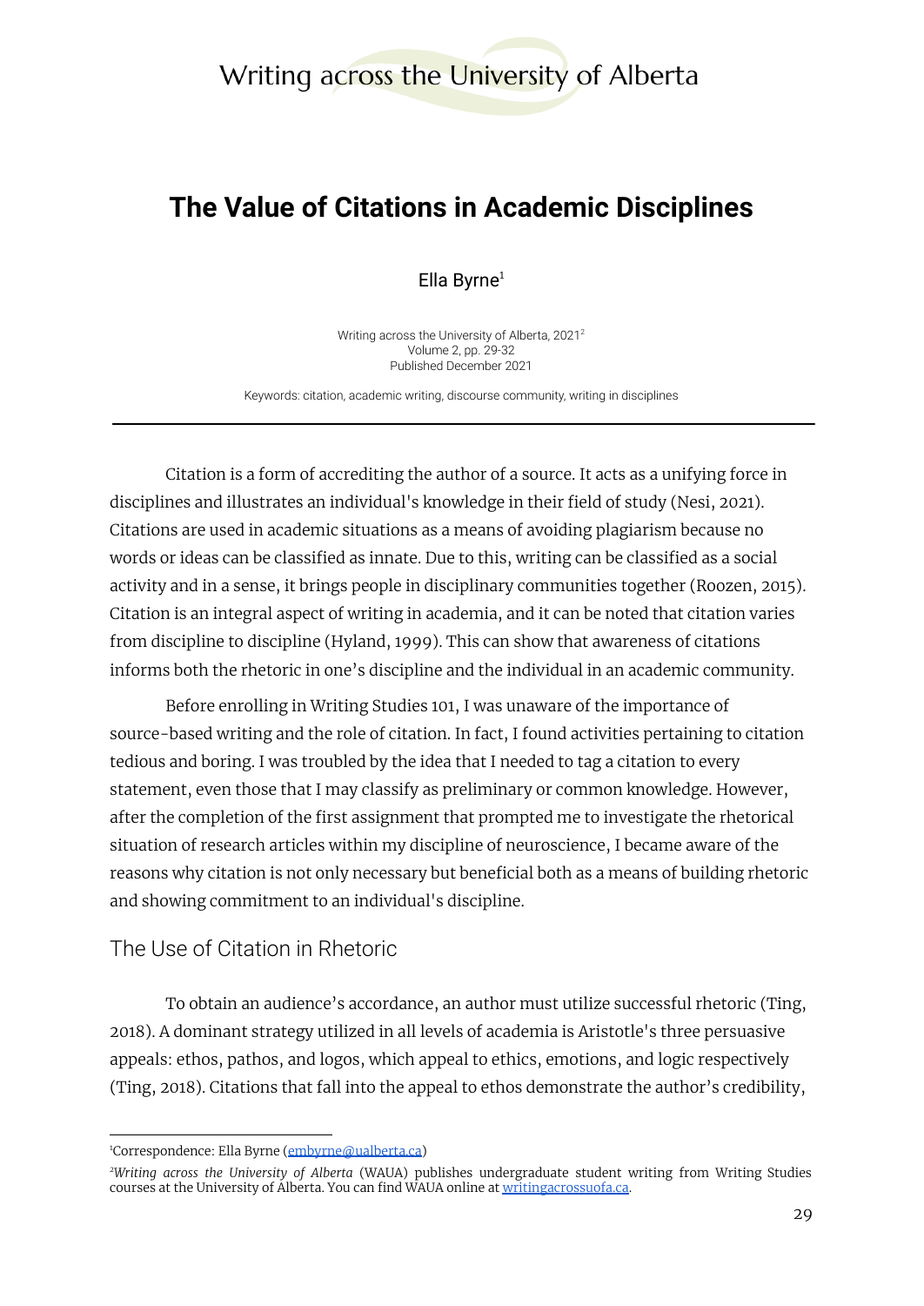# The Value of Citations in Academic Disciplines

Ella Byrne[1]

Writing across the University of Alberta, 2021[2]
Volume 2, pp. 29-32
Published December 2021

Keywords: citation, academic writing, discourse community, writing in disciplines

---

Citation is a form of accrediting the author of a source. It acts as a unifying force in disciplines and illustrates an individual's knowledge in their field of study (Nesi, 2021). Citations are used in academic situations as a means of avoiding plagiarism because no words or ideas can be classified as innate. Due to this, writing can be classified as a social activity and in a sense, it brings people in disciplinary communities together (Roozen, 2015). Citation is an integral aspect of writing in academia, and it can be noted that citation varies from discipline to discipline (Hyland, 1999). This can show that awareness of citations informs both the rhetoric in one's discipline and the individual in an academic community.

Before enrolling in Writing Studies 101, I was unaware of the importance of source-based writing and the role of citation. In fact, I found activities pertaining to citation tedious and boring. I was troubled by the idea that I needed to tag a citation to every statement, even those that I may classify as preliminary or common knowledge. However, after the completion of the first assignment that prompted me to investigate the rhetorical situation of research articles within my discipline of neuroscience, I became aware of the reasons why citation is not only necessary but beneficial both as a means of building rhetoric and showing commitment to an individual's discipline.

## The Use of Citation in Rhetoric

To obtain an audience's accordance, an author must utilize successful rhetoric (Ting, 2018). A dominant strategy utilized in all levels of academia is Aristotle's three persuasive appeals: ethos, pathos, and logos, which appeal to ethics, emotions, and logic respectively (Ting, 2018). Citations that fall into the appeal to ethos demonstrate the author's credibility,

---

[1]Correspondence: Ella Byrne (embyrne@ualberta.ca)

[2]*Writing across the University of Alberta* (WAUA) publishes undergraduate student writing from Writing Studies courses at the University of Alberta. You can find WAUA online at writingacrossuofa.ca.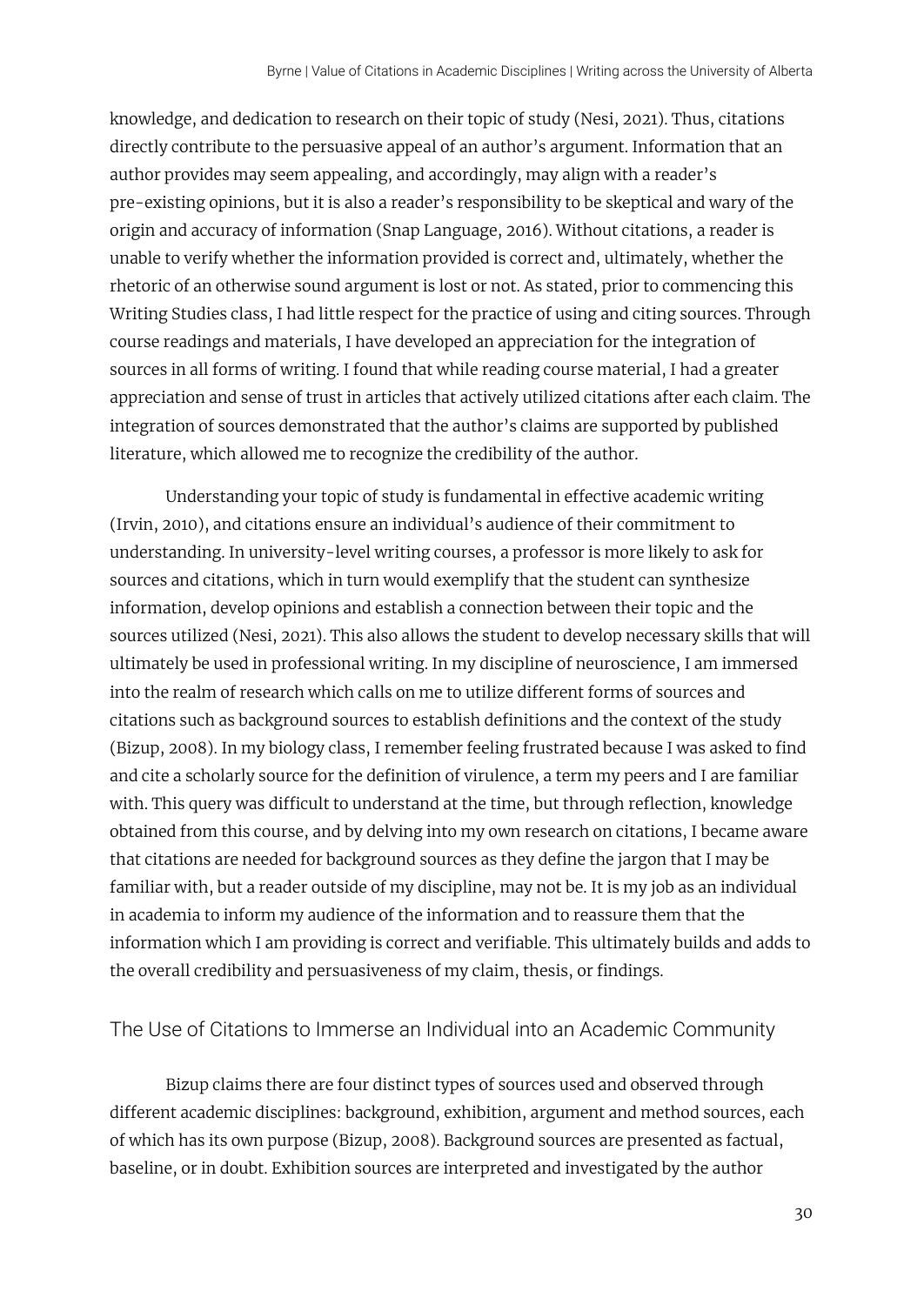knowledge, and dedication to research on their topic of study (Nesi, 2021). Thus, citations directly contribute to the persuasive appeal of an author's argument. Information that an author provides may seem appealing, and accordingly, may align with a reader's pre-existing opinions, but it is also a reader's responsibility to be skeptical and wary of the origin and accuracy of information (Snap Language, 2016). Without citations, a reader is unable to verify whether the information provided is correct and, ultimately, whether the rhetoric of an otherwise sound argument is lost or not. As stated, prior to commencing this Writing Studies class, I had little respect for the practice of using and citing sources. Through course readings and materials, I have developed an appreciation for the integration of sources in all forms of writing. I found that while reading course material, I had a greater appreciation and sense of trust in articles that actively utilized citations after each claim. The integration of sources demonstrated that the author's claims are supported by published literature, which allowed me to recognize the credibility of the author.

Understanding your topic of study is fundamental in effective academic writing (Irvin, 2010), and citations ensure an individual's audience of their commitment to understanding. In university-level writing courses, a professor is more likely to ask for sources and citations, which in turn would exemplify that the student can synthesize information, develop opinions and establish a connection between their topic and the sources utilized (Nesi, 2021). This also allows the student to develop necessary skills that will ultimately be used in professional writing. In my discipline of neuroscience, I am immersed into the realm of research which calls on me to utilize different forms of sources and citations such as background sources to establish definitions and the context of the study (Bizup, 2008). In my biology class, I remember feeling frustrated because I was asked to find and cite a scholarly source for the definition of virulence, a term my peers and I are familiar with. This query was difficult to understand at the time, but through reflection, knowledge obtained from this course, and by delving into my own research on citations, I became aware that citations are needed for background sources as they define the jargon that I may be familiar with, but a reader outside of my discipline, may not be. It is my job as an individual in academia to inform my audience of the information and to reassure them that the information which I am providing is correct and verifiable. This ultimately builds and adds to the overall credibility and persuasiveness of my claim, thesis, or findings.

## The Use of Citations to Immerse an Individual into an Academic Community

Bizup claims there are four distinct types of sources used and observed through different academic disciplines: background, exhibition, argument and method sources, each of which has its own purpose (Bizup, 2008). Background sources are presented as factual, baseline, or in doubt. Exhibition sources are interpreted and investigated by the author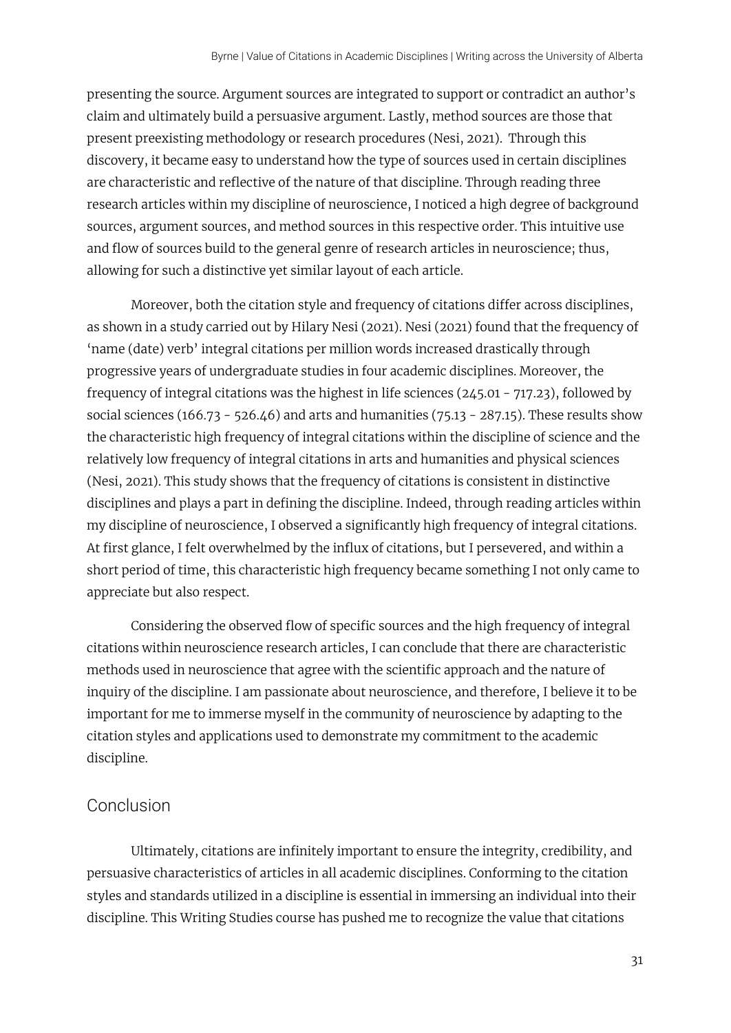presenting the source. Argument sources are integrated to support or contradict an author's claim and ultimately build a persuasive argument. Lastly, method sources are those that present preexisting methodology or research procedures (Nesi, 2021). Through this discovery, it became easy to understand how the type of sources used in certain disciplines are characteristic and reflective of the nature of that discipline. Through reading three research articles within my discipline of neuroscience, I noticed a high degree of background sources, argument sources, and method sources in this respective order. This intuitive use and flow of sources build to the general genre of research articles in neuroscience; thus, allowing for such a distinctive yet similar layout of each article.

Moreover, both the citation style and frequency of citations differ across disciplines, as shown in a study carried out by Hilary Nesi (2021). Nesi (2021) found that the frequency of 'name (date) verb' integral citations per million words increased drastically through progressive years of undergraduate studies in four academic disciplines. Moreover, the frequency of integral citations was the highest in life sciences (245.01 - 717.23), followed by social sciences (166.73 - 526.46) and arts and humanities (75.13 - 287.15). These results show the characteristic high frequency of integral citations within the discipline of science and the relatively low frequency of integral citations in arts and humanities and physical sciences (Nesi, 2021). This study shows that the frequency of citations is consistent in distinctive disciplines and plays a part in defining the discipline. Indeed, through reading articles within my discipline of neuroscience, I observed a significantly high frequency of integral citations. At first glance, I felt overwhelmed by the influx of citations, but I persevered, and within a short period of time, this characteristic high frequency became something I not only came to appreciate but also respect.

Considering the observed flow of specific sources and the high frequency of integral citations within neuroscience research articles, I can conclude that there are characteristic methods used in neuroscience that agree with the scientific approach and the nature of inquiry of the discipline. I am passionate about neuroscience, and therefore, I believe it to be important for me to immerse myself in the community of neuroscience by adapting to the citation styles and applications used to demonstrate my commitment to the academic discipline.

## Conclusion

Ultimately, citations are infinitely important to ensure the integrity, credibility, and persuasive characteristics of articles in all academic disciplines. Conforming to the citation styles and standards utilized in a discipline is essential in immersing an individual into their discipline. This Writing Studies course has pushed me to recognize the value that citations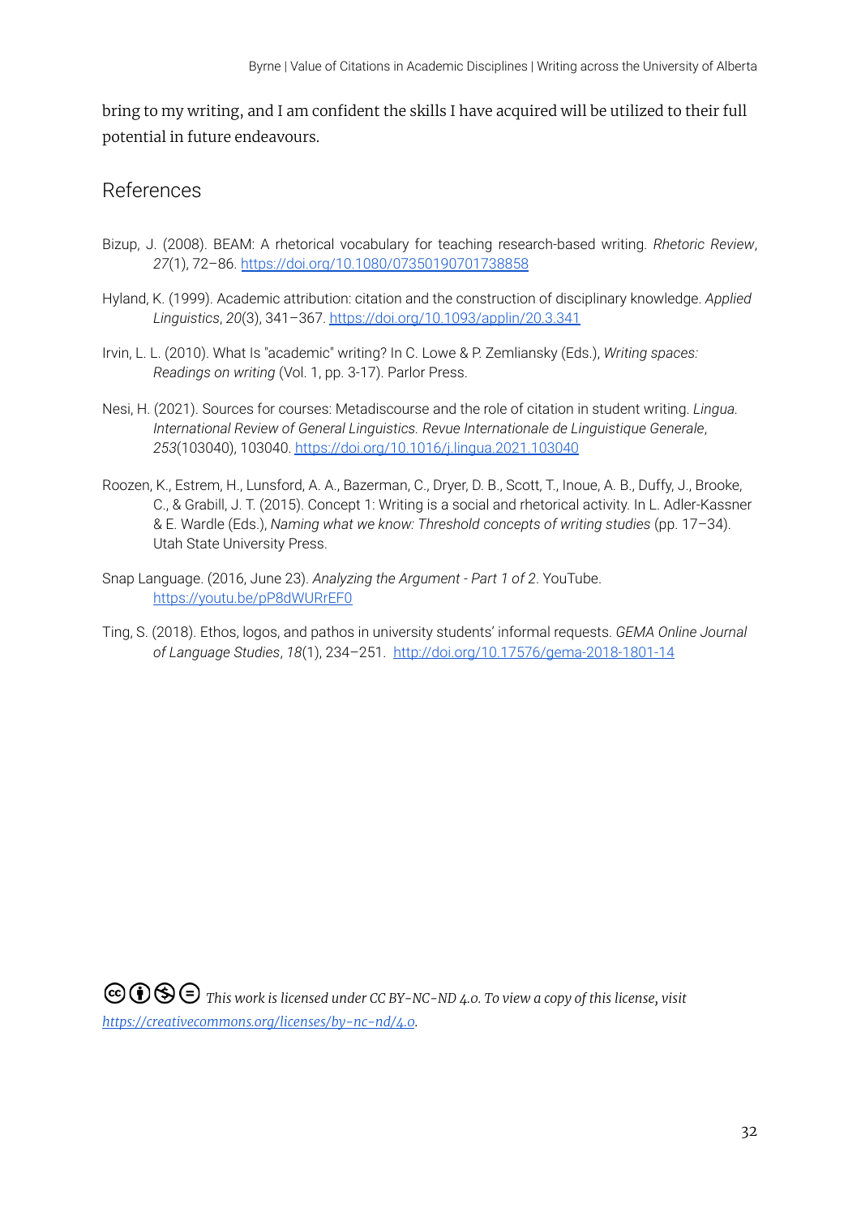bring to my writing, and I am confident the skills I have acquired will be utilized to their full potential in future endeavours.

## References

Bizup, J. (2008). BEAM: A rhetorical vocabulary for teaching research-based writing. *Rhetoric Review*, *27*(1), 72–86. https://doi.org/10.1080/07350190701738858

Hyland, K. (1999). Academic attribution: citation and the construction of disciplinary knowledge. *Applied Linguistics*, *20*(3), 341–367. https://doi.org/10.1093/applin/20.3.341

Irvin, L. L. (2010). What Is "academic" writing? In C. Lowe & P. Zemliansky (Eds.), *Writing spaces: Readings on writing* (Vol. 1, pp. 3-17). Parlor Press.

Nesi, H. (2021). Sources for courses: Metadiscourse and the role of citation in student writing. *Lingua. International Review of General Linguistics. Revue Internationale de Linguistique Generale*, *253*(103040), 103040. https://doi.org/10.1016/j.lingua.2021.103040

Roozen, K., Estrem, H., Lunsford, A. A., Bazerman, C., Dryer, D. B., Scott, T., Inoue, A. B., Duffy, J., Brooke, C., & Grabill, J. T. (2015). Concept 1: Writing is a social and rhetorical activity. In L. Adler-Kassner & E. Wardle (Eds.), *Naming what we know: Threshold concepts of writing studies* (pp. 17–34). Utah State University Press.

Snap Language. (2016, June 23). *Analyzing the Argument - Part 1 of 2*. YouTube. https://youtu.be/pP8dWURrEF0

Ting, S. (2018). Ethos, logos, and pathos in university students' informal requests. *GEMA Online Journal of Language Studies*, *18*(1), 234–251. http://doi.org/10.17576/gema-2018-1801-14

*This work is licensed under CC BY-NC-ND 4.0. To view a copy of this license, visit https://creativecommons.org/licenses/by-nc-nd/4.0.*